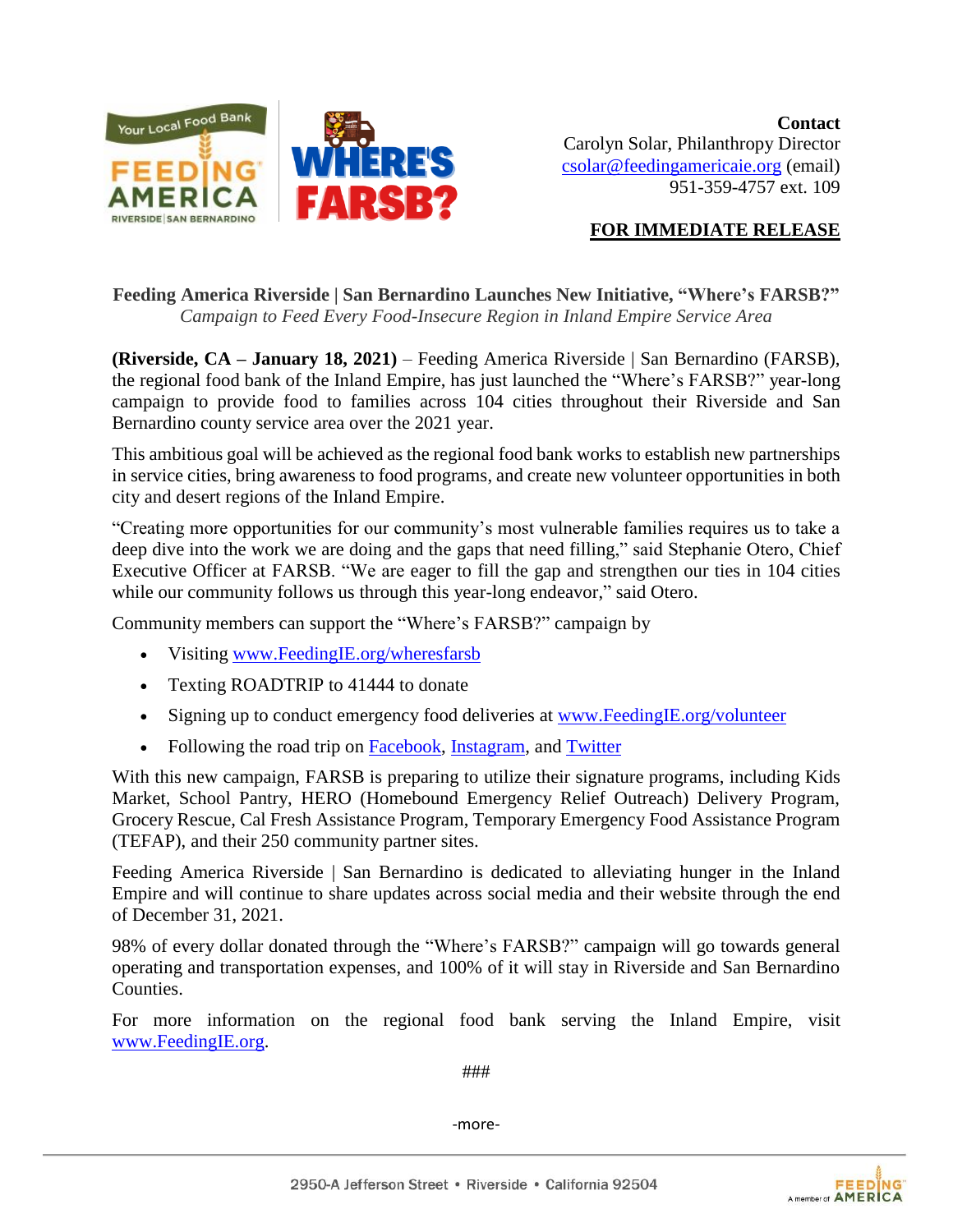**Contact**
Carolyn Solar, Philanthropy Director
[csolar@feedingamericaie.org](mailto:csolar@feedingamericaie.org) (email)
951-359-4757 ext. 109

**FOR IMMEDIATE RELEASE**

**Feeding America Riverside | San Bernardino Launches New Initiative, "Where's FARSB?"**
*Campaign to Feed Every Food-Insecure Region in Inland Empire Service Area*

**(Riverside, CA – January 18, 2021)** – Feeding America Riverside | San Bernardino (FARSB), the regional food bank of the Inland Empire, has just launched the "Where's FARSB?" year-long campaign to provide food to families across 104 cities throughout their Riverside and San Bernardino county service area over the 2021 year.

This ambitious goal will be achieved as the regional food bank works to establish new partnerships in service cities, bring awareness to food programs, and create new volunteer opportunities in both city and desert regions of the Inland Empire.

"Creating more opportunities for our community's most vulnerable families requires us to take a deep dive into the work we are doing and the gaps that need filling," said Stephanie Otero, Chief Executive Officer at FARSB. "We are eager to fill the gap and strengthen our ties in 104 cities while our community follows us through this year-long endeavor," said Otero.

Community members can support the "Where's FARSB?" campaign by

- Visiting [www.FeedingIE.org/wheresfarsb](http://www.FeedingIE.org/wheresfarsb)
- Texting ROADTRIP to 41444 to donate
- Signing up to conduct emergency food deliveries at [www.FeedingIE.org/volunteer](http://www.FeedingIE.org/volunteer)
- Following the road trip on Facebook, Instagram, and Twitter

With this new campaign, FARSB is preparing to utilize their signature programs, including Kids Market, School Pantry, HERO (Homebound Emergency Relief Outreach) Delivery Program, Grocery Rescue, Cal Fresh Assistance Program, Temporary Emergency Food Assistance Program (TEFAP), and their 250 community partner sites.

Feeding America Riverside | San Bernardino is dedicated to alleviating hunger in the Inland Empire and will continue to share updates across social media and their website through the end of December 31, 2021.

98% of every dollar donated through the "Where's FARSB?" campaign will go towards general operating and transportation expenses, and 100% of it will stay in Riverside and San Bernardino Counties.

For more information on the regional food bank serving the Inland Empire, visit [www.FeedingIE.org](http://www.FeedingIE.org).

###

-more-

2950-A Jefferson Street • Riverside • California 92504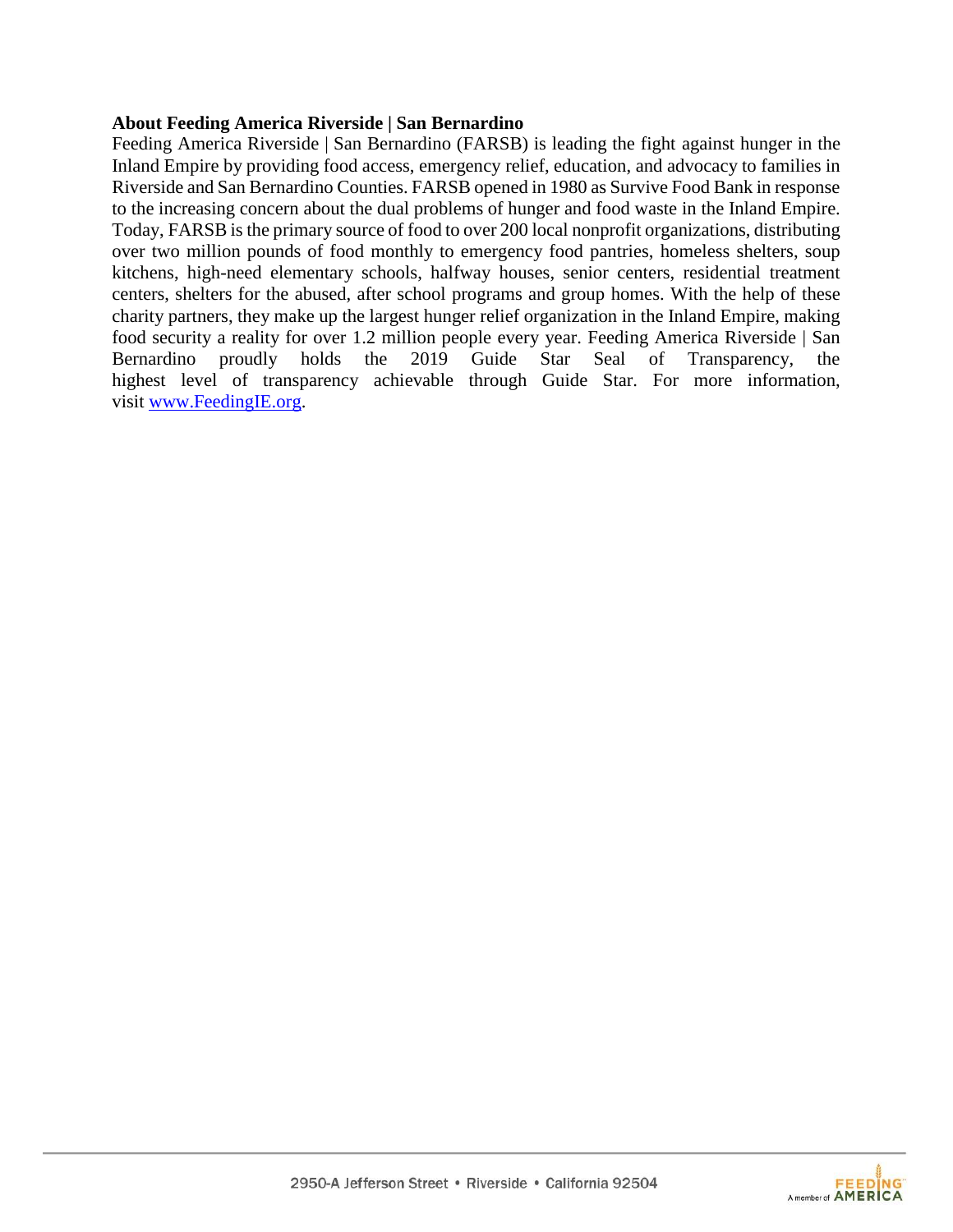**About Feeding America Riverside | San Bernardino**

Feeding America Riverside | San Bernardino (FARSB) is leading the fight against hunger in the Inland Empire by providing food access, emergency relief, education, and advocacy to families in Riverside and San Bernardino Counties. FARSB opened in 1980 as Survive Food Bank in response to the increasing concern about the dual problems of hunger and food waste in the Inland Empire. Today, FARSB is the primary source of food to over 200 local nonprofit organizations, distributing over two million pounds of food monthly to emergency food pantries, homeless shelters, soup kitchens, high-need elementary schools, halfway houses, senior centers, residential treatment centers, shelters for the abused, after school programs and group homes. With the help of these charity partners, they make up the largest hunger relief organization in the Inland Empire, making food security a reality for over 1.2 million people every year. Feeding America Riverside | San Bernardino proudly holds the 2019 Guide Star Seal of Transparency, the highest level of transparency achievable through Guide Star. For more information, visit [www.FeedingIE.org](http://www.FeedingIE.org).